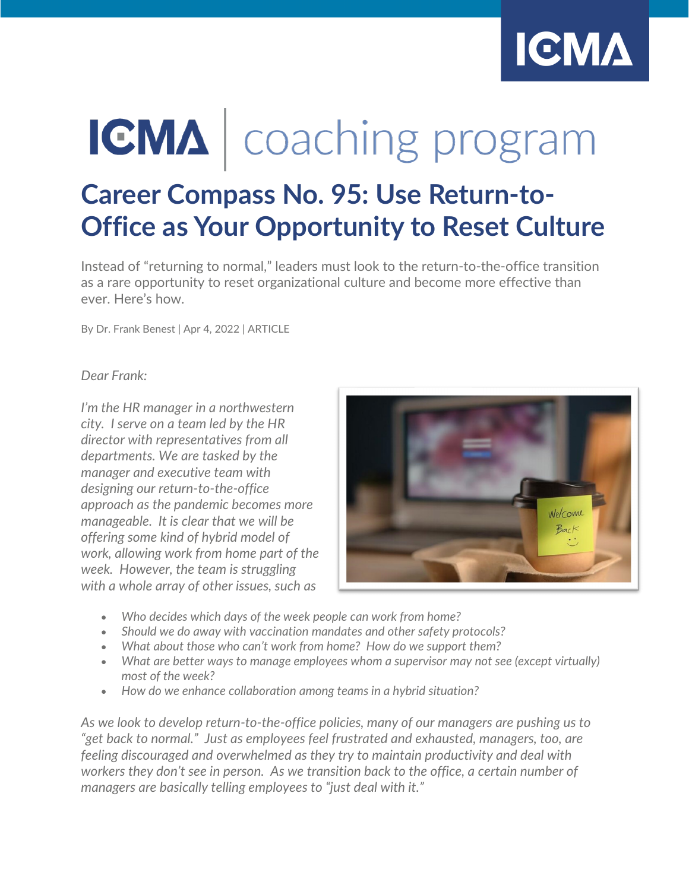# ICMA | coaching program

# Career Compass No. 95: Use Return-to-Office as Your Opportunity to Reset Culture

Instead of "returning to normal," leaders must look to the return-to-the-office transition as a rare opportunity to reset organizational culture and become more effective than ever. Here's how.

By Dr. Frank Benest | Apr 4, 2022 | ARTICLE

*Dear Frank:*

*I'm the HR manager in a northwestern city. I serve on a team led by the HR director with representatives from all departments. We are tasked by the manager and executive team with designing our return-to-the-office approach as the pandemic becomes more manageable. It is clear that we will be offering some kind of hybrid model of work, allowing work from home part of the week. However, the team is struggling with a whole array of other issues, such as*

- *Who decides which days of the week people can work from home?*
- *Should we do away with vaccination mandates and other safety protocols?*
- *What about those who can't work from home? How do we support them?*
- *What are better ways to manage employees whom a supervisor may not see (except virtually) most of the week?*
- *How do we enhance collaboration among teams in a hybrid situation?*

*As we look to develop return-to-the-office policies, many of our managers are pushing us to "get back to normal." Just as employees feel frustrated and exhausted, managers, too, are feeling discouraged and overwhelmed as they try to maintain productivity and deal with workers they don't see in person. As we transition back to the office, a certain number of managers are basically telling employees to "just deal with it."*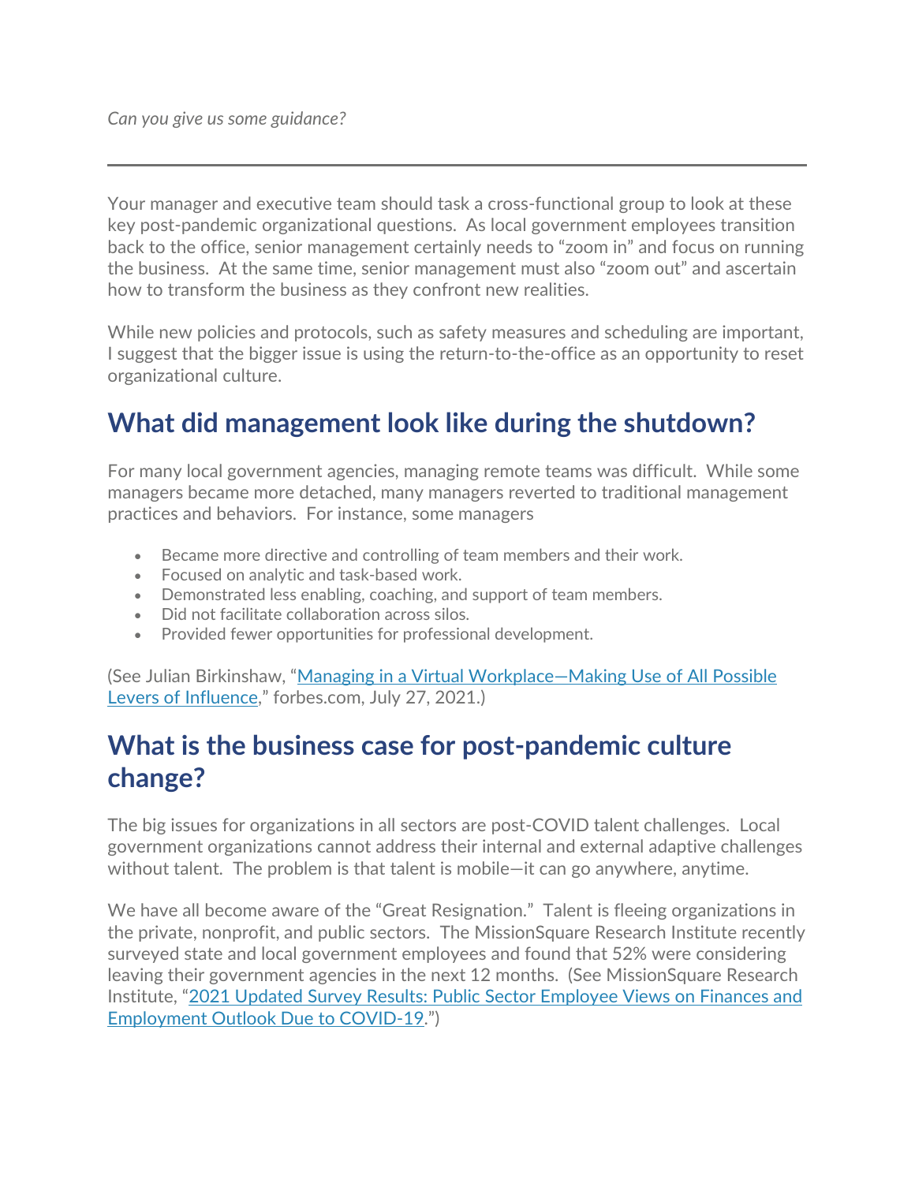*Can you give us some guidance?*

---

Your manager and executive team should task a cross-functional group to look at these key post-pandemic organizational questions. As local government employees transition back to the office, senior management certainly needs to "zoom in" and focus on running the business. At the same time, senior management must also "zoom out" and ascertain how to transform the business as they confront new realities.

While new policies and protocols, such as safety measures and scheduling are important, I suggest that the bigger issue is using the return-to-the-office as an opportunity to reset organizational culture.

## What did management look like during the shutdown?

For many local government agencies, managing remote teams was difficult. While some managers became more detached, many managers reverted to traditional management practices and behaviors. For instance, some managers

- Became more directive and controlling of team members and their work.
- Focused on analytic and task-based work.
- Demonstrated less enabling, coaching, and support of team members.
- Did not facilitate collaboration across silos.
- Provided fewer opportunities for professional development.

(See Julian Birkinshaw, "Managing in a Virtual Workplace—Making Use of All Possible Levers of Influence," forbes.com, July 27, 2021.)

## What is the business case for post-pandemic culture change?

The big issues for organizations in all sectors are post-COVID talent challenges. Local government organizations cannot address their internal and external adaptive challenges without talent. The problem is that talent is mobile—it can go anywhere, anytime.

We have all become aware of the "Great Resignation." Talent is fleeing organizations in the private, nonprofit, and public sectors. The MissionSquare Research Institute recently surveyed state and local government employees and found that 52% were considering leaving their government agencies in the next 12 months. (See MissionSquare Research Institute, "2021 Updated Survey Results: Public Sector Employee Views on Finances and Employment Outlook Due to COVID-19.")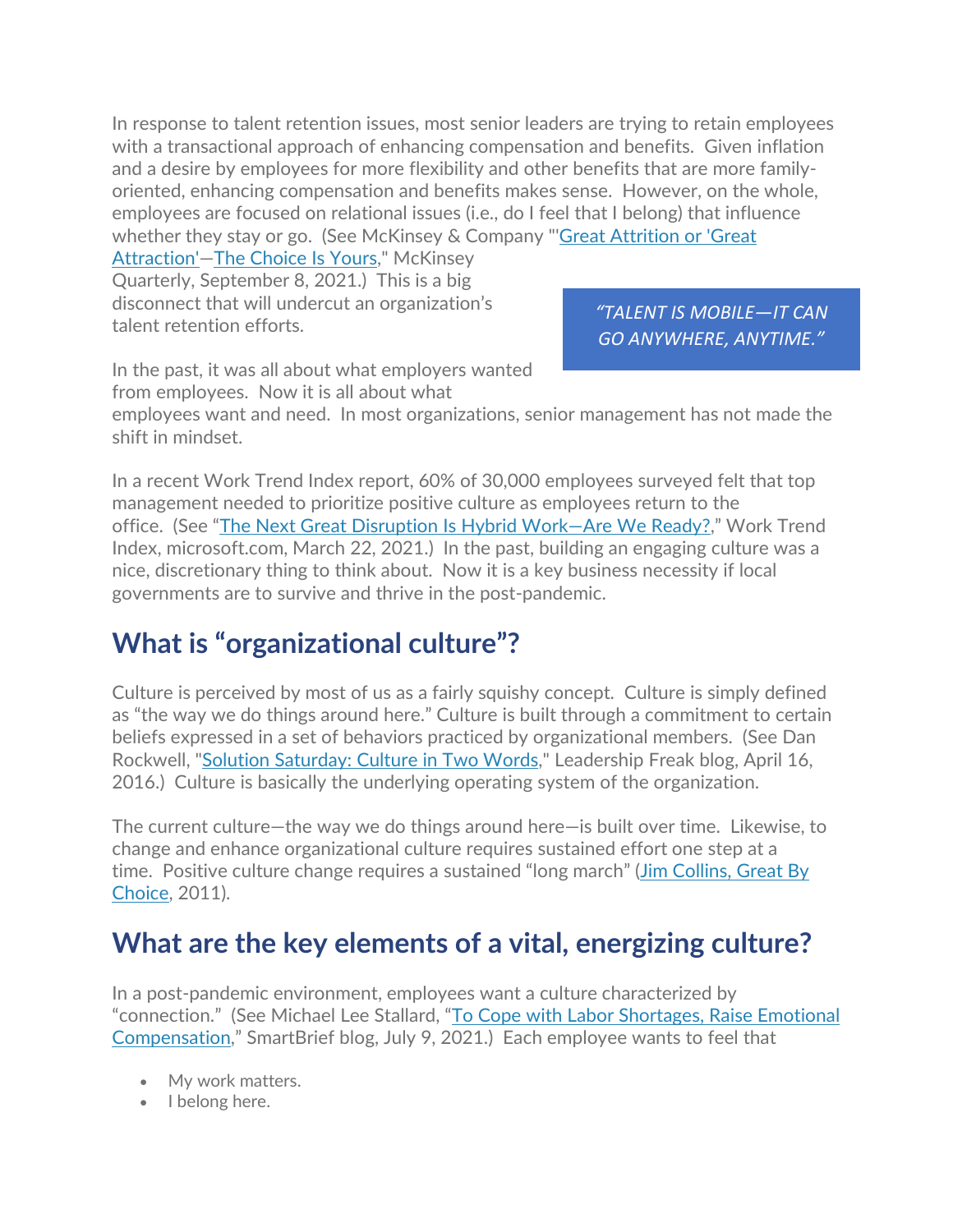In response to talent retention issues, most senior leaders are trying to retain employees with a transactional approach of enhancing compensation and benefits. Given inflation and a desire by employees for more flexibility and other benefits that are more family-oriented, enhancing compensation and benefits makes sense. However, on the whole, employees are focused on relational issues (i.e., do I feel that I belong) that influence whether they stay or go. (See McKinsey & Company "'Great Attrition or 'Great Attraction'—The Choice Is Yours," McKinsey Quarterly, September 8, 2021.) This is a big disconnect that will undercut an organization's talent retention efforts.

> *"TALENT IS MOBILE—IT CAN GO ANYWHERE, ANYTIME."*

In the past, it was all about what employers wanted from employees. Now it is all about what employees want and need. In most organizations, senior management has not made the shift in mindset.

In a recent Work Trend Index report, 60% of 30,000 employees surveyed felt that top management needed to prioritize positive culture as employees return to the office. (See "The Next Great Disruption Is Hybrid Work—Are We Ready?," Work Trend Index, microsoft.com, March 22, 2021.) In the past, building an engaging culture was a nice, discretionary thing to think about. Now it is a key business necessity if local governments are to survive and thrive in the post-pandemic.

## What is "organizational culture"?

Culture is perceived by most of us as a fairly squishy concept. Culture is simply defined as "the way we do things around here." Culture is built through a commitment to certain beliefs expressed in a set of behaviors practiced by organizational members. (See Dan Rockwell, "Solution Saturday: Culture in Two Words," Leadership Freak blog, April 16, 2016.) Culture is basically the underlying operating system of the organization.

The current culture—the way we do things around here—is built over time. Likewise, to change and enhance organizational culture requires sustained effort one step at a time. Positive culture change requires a sustained "long march" (Jim Collins, Great By Choice, 2011).

## What are the key elements of a vital, energizing culture?

In a post-pandemic environment, employees want a culture characterized by "connection." (See Michael Lee Stallard, "To Cope with Labor Shortages, Raise Emotional Compensation," SmartBrief blog, July 9, 2021.) Each employee wants to feel that

- My work matters.
- I belong here.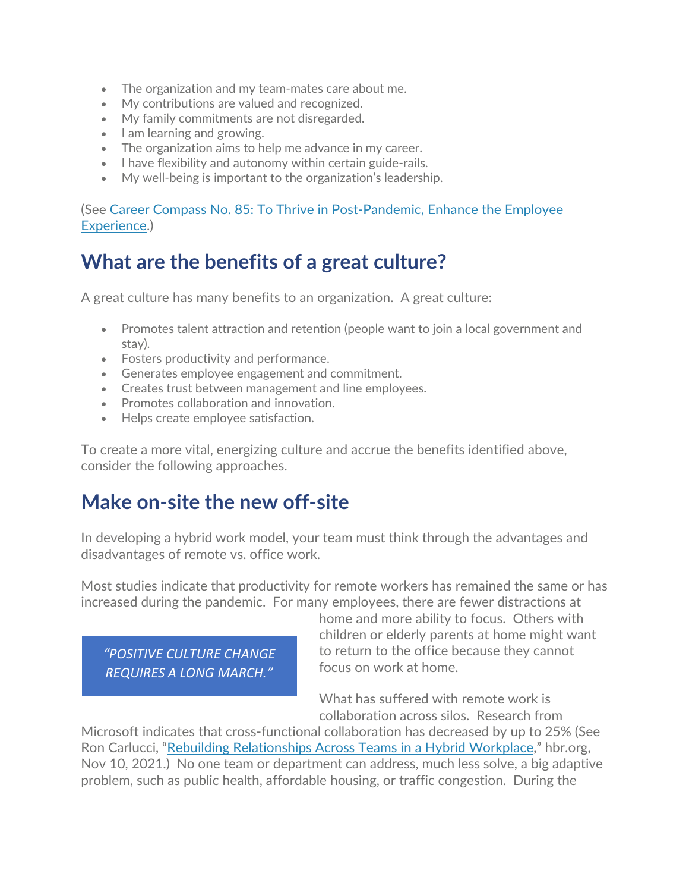- The organization and my team-mates care about me.
- My contributions are valued and recognized.
- My family commitments are not disregarded.
- I am learning and growing.
- The organization aims to help me advance in my career.
- I have flexibility and autonomy within certain guide-rails.
- My well-being is important to the organization's leadership.

(See [Career Compass No. 85: To Thrive in Post-Pandemic, Enhance the Employee Experience](#).)

## What are the benefits of a great culture?

A great culture has many benefits to an organization. A great culture:

- Promotes talent attraction and retention (people want to join a local government and stay).
- Fosters productivity and performance.
- Generates employee engagement and commitment.
- Creates trust between management and line employees.
- Promotes collaboration and innovation.
- Helps create employee satisfaction.

To create a more vital, energizing culture and accrue the benefits identified above, consider the following approaches.

## Make on-site the new off-site

In developing a hybrid work model, your team must think through the advantages and disadvantages of remote vs. office work.

Most studies indicate that productivity for remote workers has remained the same or has increased during the pandemic. For many employees, there are fewer distractions at home and more ability to focus. Others with children or elderly parents at home might want to return to the office because they cannot focus on work at home.

> *"POSITIVE CULTURE CHANGE REQUIRES A LONG MARCH."*

What has suffered with remote work is collaboration across silos. Research from Microsoft indicates that cross-functional collaboration has decreased by up to 25% (See Ron Carlucci, "[Rebuilding Relationships Across Teams in a Hybrid Workplace](#)," hbr.org, Nov 10, 2021.) No one team or department can address, much less solve, a big adaptive problem, such as public health, affordable housing, or traffic congestion. During the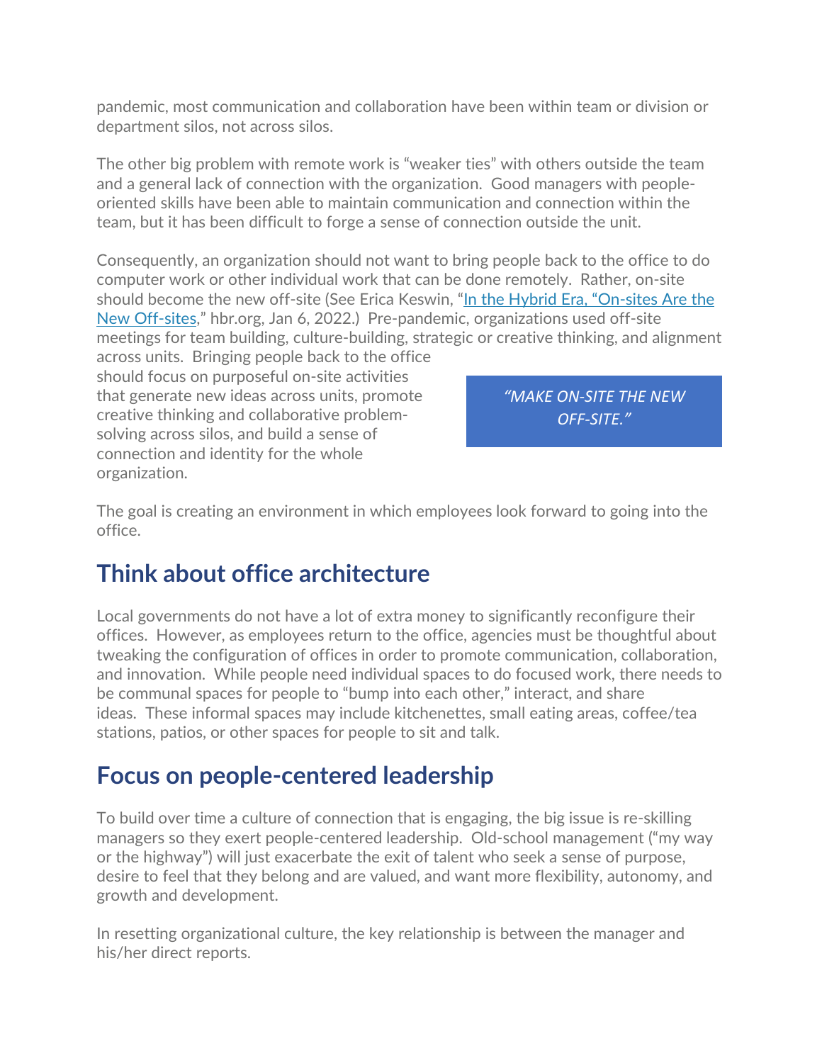pandemic, most communication and collaboration have been within team or division or department silos, not across silos.

The other big problem with remote work is "weaker ties" with others outside the team and a general lack of connection with the organization. Good managers with people-oriented skills have been able to maintain communication and connection within the team, but it has been difficult to forge a sense of connection outside the unit.

Consequently, an organization should not want to bring people back to the office to do computer work or other individual work that can be done remotely. Rather, on-site should become the new off-site (See Erica Keswin, "[In the Hybrid Era, "On-sites Are the New Off-sites](),'' hbr.org, Jan 6, 2022.) Pre-pandemic, organizations used off-site meetings for team building, culture-building, strategic or creative thinking, and alignment across units. Bringing people back to the office should focus on purposeful on-site activities that generate new ideas across units, promote creative thinking and collaborative problem-solving across silos, and build a sense of connection and identity for the whole organization.

> *"MAKE ON-SITE THE NEW OFF-SITE."*

The goal is creating an environment in which employees look forward to going into the office.

## Think about office architecture

Local governments do not have a lot of extra money to significantly reconfigure their offices. However, as employees return to the office, agencies must be thoughtful about tweaking the configuration of offices in order to promote communication, collaboration, and innovation. While people need individual spaces to do focused work, there needs to be communal spaces for people to "bump into each other," interact, and share ideas. These informal spaces may include kitchenettes, small eating areas, coffee/tea stations, patios, or other spaces for people to sit and talk.

## Focus on people-centered leadership

To build over time a culture of connection that is engaging, the big issue is re-skilling managers so they exert people-centered leadership. Old-school management ("my way or the highway") will just exacerbate the exit of talent who seek a sense of purpose, desire to feel that they belong and are valued, and want more flexibility, autonomy, and growth and development.

In resetting organizational culture, the key relationship is between the manager and his/her direct reports.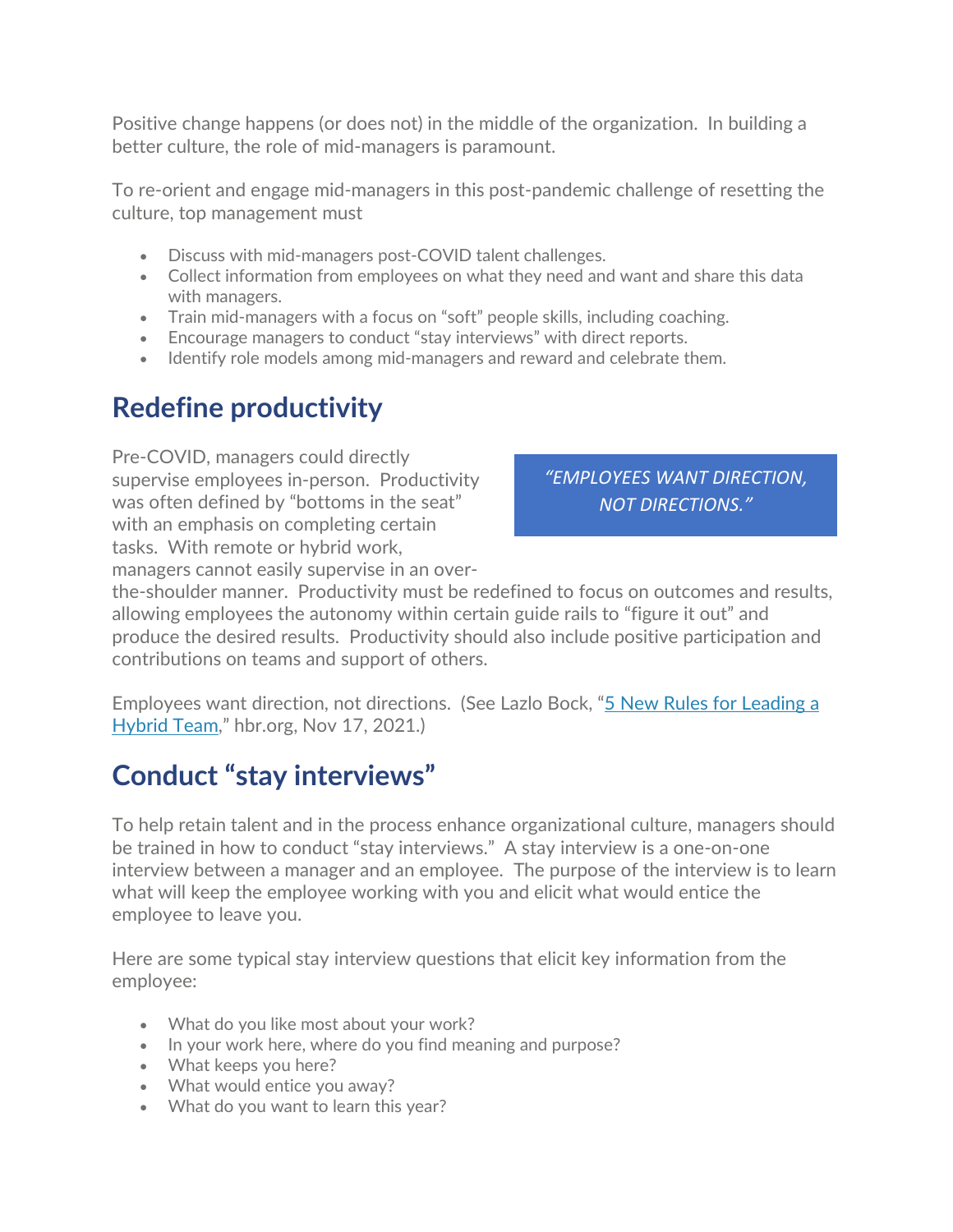Positive change happens (or does not) in the middle of the organization. In building a better culture, the role of mid-managers is paramount.

To re-orient and engage mid-managers in this post-pandemic challenge of resetting the culture, top management must

- Discuss with mid-managers post-COVID talent challenges.
- Collect information from employees on what they need and want and share this data with managers.
- Train mid-managers with a focus on "soft" people skills, including coaching.
- Encourage managers to conduct "stay interviews" with direct reports.
- Identify role models among mid-managers and reward and celebrate them.

## Redefine productivity

> *"EMPLOYEES WANT DIRECTION, NOT DIRECTIONS."*

Pre-COVID, managers could directly supervise employees in-person. Productivity was often defined by "bottoms in the seat" with an emphasis on completing certain tasks. With remote or hybrid work, managers cannot easily supervise in an over-the-shoulder manner. Productivity must be redefined to focus on outcomes and results, allowing employees the autonomy within certain guide rails to "figure it out" and produce the desired results. Productivity should also include positive participation and contributions on teams and support of others.

Employees want direction, not directions. (See Lazlo Bock, "5 New Rules for Leading a Hybrid Team," hbr.org, Nov 17, 2021.)

## Conduct "stay interviews"

To help retain talent and in the process enhance organizational culture, managers should be trained in how to conduct "stay interviews." A stay interview is a one-on-one interview between a manager and an employee. The purpose of the interview is to learn what will keep the employee working with you and elicit what would entice the employee to leave you.

Here are some typical stay interview questions that elicit key information from the employee:

- What do you like most about your work?
- In your work here, where do you find meaning and purpose?
- What keeps you here?
- What would entice you away?
- What do you want to learn this year?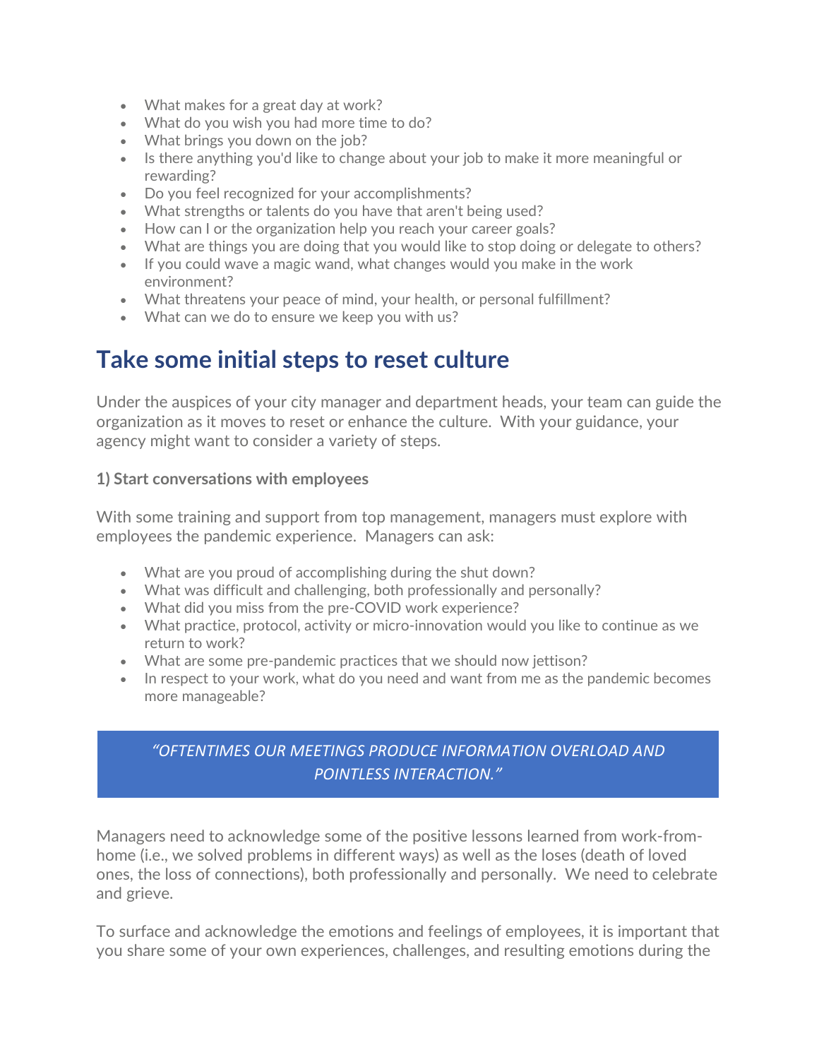- What makes for a great day at work?
- What do you wish you had more time to do?
- What brings you down on the job?
- Is there anything you'd like to change about your job to make it more meaningful or rewarding?
- Do you feel recognized for your accomplishments?
- What strengths or talents do you have that aren't being used?
- How can I or the organization help you reach your career goals?
- What are things you are doing that you would like to stop doing or delegate to others?
- If you could wave a magic wand, what changes would you make in the work environment?
- What threatens your peace of mind, your health, or personal fulfillment?
- What can we do to ensure we keep you with us?

# Take some initial steps to reset culture

Under the auspices of your city manager and department heads, your team can guide the organization as it moves to reset or enhance the culture. With your guidance, your agency might want to consider a variety of steps.

**1) Start conversations with employees**

With some training and support from top management, managers must explore with employees the pandemic experience. Managers can ask:

- What are you proud of accomplishing during the shut down?
- What was difficult and challenging, both professionally and personally?
- What did you miss from the pre-COVID work experience?
- What practice, protocol, activity or micro-innovation would you like to continue as we return to work?
- What are some pre-pandemic practices that we should now jettison?
- In respect to your work, what do you need and want from me as the pandemic becomes more manageable?

> *"OFTENTIMES OUR MEETINGS PRODUCE INFORMATION OVERLOAD AND POINTLESS INTERACTION."*

Managers need to acknowledge some of the positive lessons learned from work-from-home (i.e., we solved problems in different ways) as well as the loses (death of loved ones, the loss of connections), both professionally and personally. We need to celebrate and grieve.

To surface and acknowledge the emotions and feelings of employees, it is important that you share some of your own experiences, challenges, and resulting emotions during the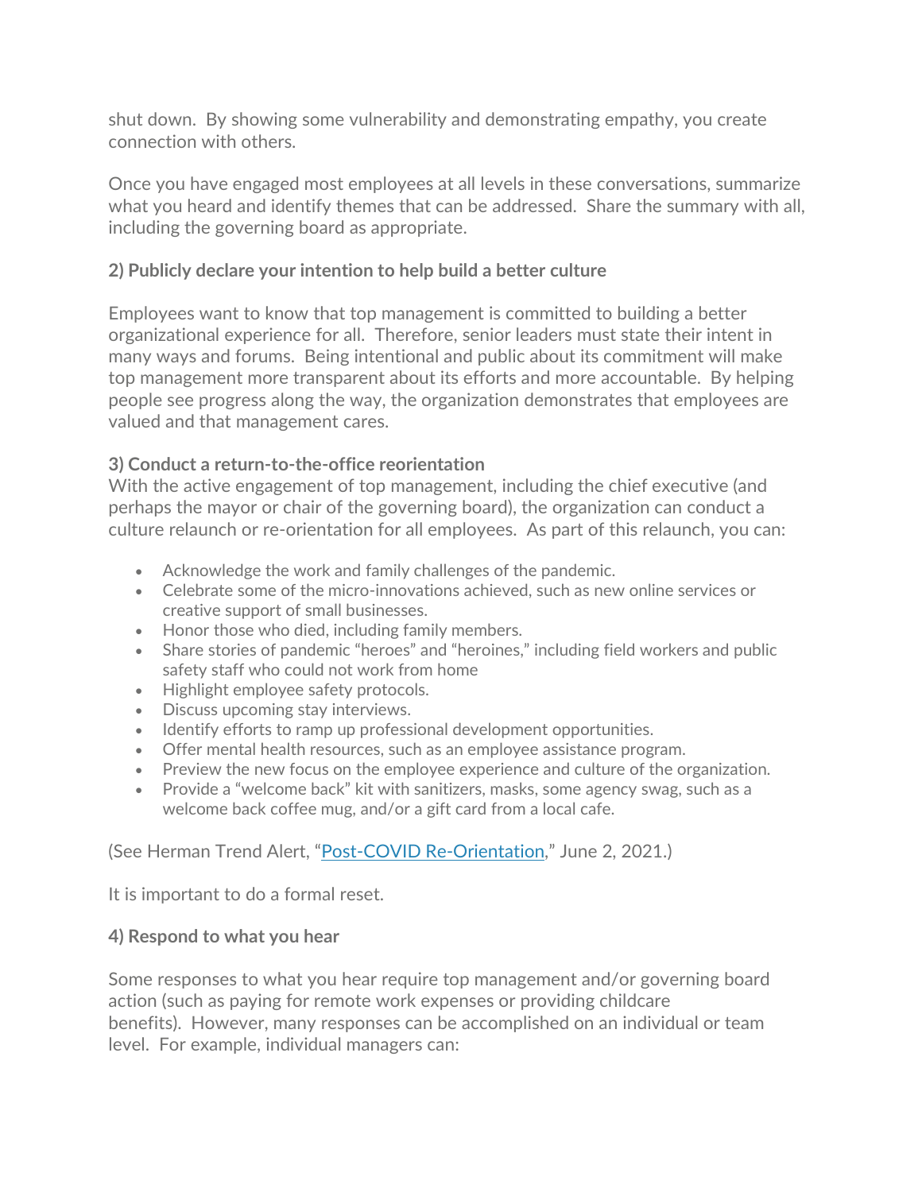shut down. By showing some vulnerability and demonstrating empathy, you create connection with others.

Once you have engaged most employees at all levels in these conversations, summarize what you heard and identify themes that can be addressed. Share the summary with all, including the governing board as appropriate.

**2) Publicly declare your intention to help build a better culture**

Employees want to know that top management is committed to building a better organizational experience for all. Therefore, senior leaders must state their intent in many ways and forums. Being intentional and public about its commitment will make top management more transparent about its efforts and more accountable. By helping people see progress along the way, the organization demonstrates that employees are valued and that management cares.

**3) Conduct a return-to-the-office reorientation**

With the active engagement of top management, including the chief executive (and perhaps the mayor or chair of the governing board), the organization can conduct a culture relaunch or re-orientation for all employees. As part of this relaunch, you can:

- Acknowledge the work and family challenges of the pandemic.
- Celebrate some of the micro-innovations achieved, such as new online services or creative support of small businesses.
- Honor those who died, including family members.
- Share stories of pandemic "heroes" and "heroines," including field workers and public safety staff who could not work from home
- Highlight employee safety protocols.
- Discuss upcoming stay interviews.
- Identify efforts to ramp up professional development opportunities.
- Offer mental health resources, such as an employee assistance program.
- Preview the new focus on the employee experience and culture of the organization.
- Provide a "welcome back" kit with sanitizers, masks, some agency swag, such as a welcome back coffee mug, and/or a gift card from a local cafe.

(See Herman Trend Alert, "Post-COVID Re-Orientation," June 2, 2021.)

It is important to do a formal reset.

**4) Respond to what you hear**

Some responses to what you hear require top management and/or governing board action (such as paying for remote work expenses or providing childcare benefits). However, many responses can be accomplished on an individual or team level. For example, individual managers can: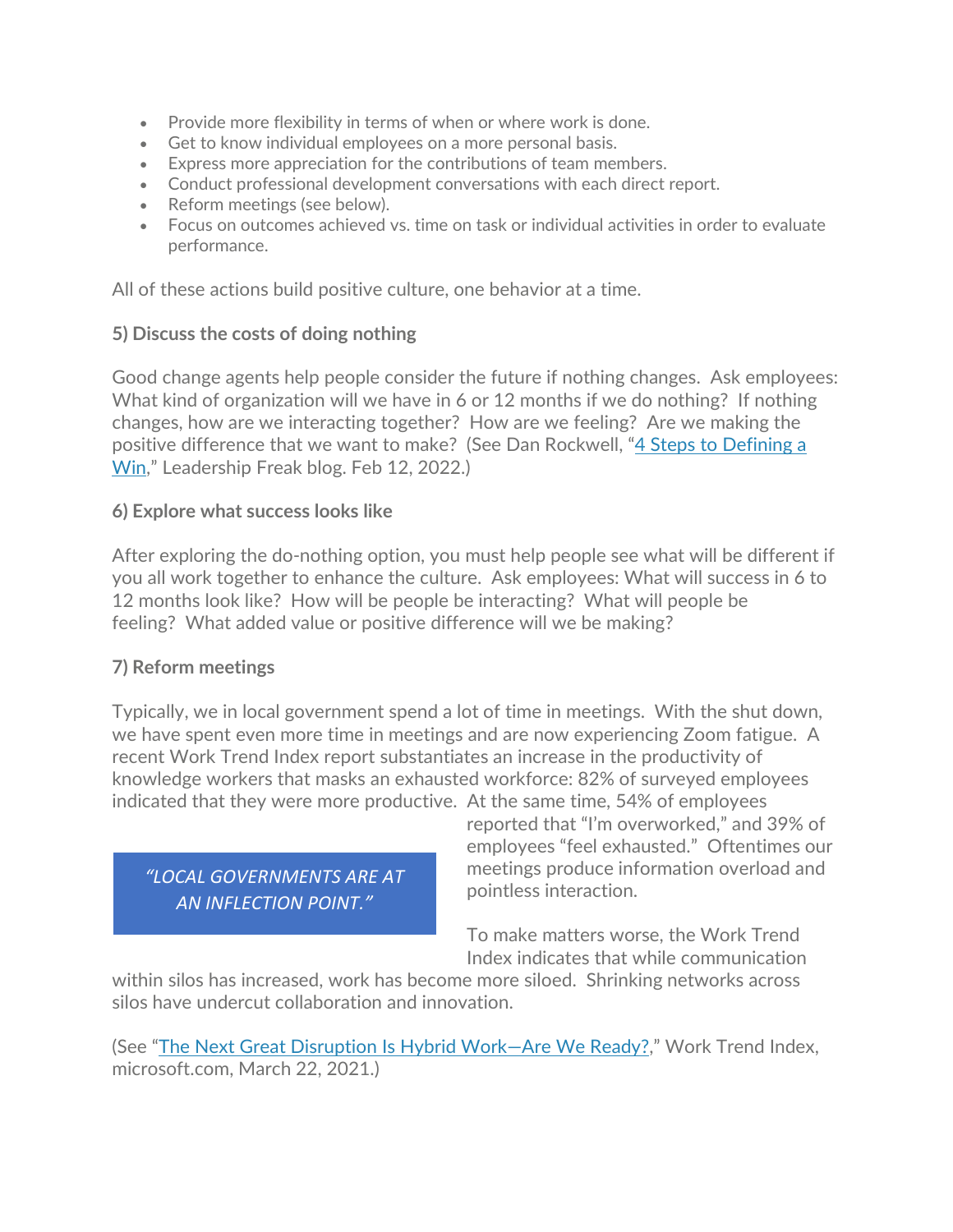- Provide more flexibility in terms of when or where work is done.
- Get to know individual employees on a more personal basis.
- Express more appreciation for the contributions of team members.
- Conduct professional development conversations with each direct report.
- Reform meetings (see below).
- Focus on outcomes achieved vs. time on task or individual activities in order to evaluate performance.

All of these actions build positive culture, one behavior at a time.

**5) Discuss the costs of doing nothing**

Good change agents help people consider the future if nothing changes. Ask employees: What kind of organization will we have in 6 or 12 months if we do nothing? If nothing changes, how are we interacting together? How are we feeling? Are we making the positive difference that we want to make? (See Dan Rockwell, "4 Steps to Defining a Win," Leadership Freak blog. Feb 12, 2022.)

**6) Explore what success looks like**

After exploring the do-nothing option, you must help people see what will be different if you all work together to enhance the culture. Ask employees: What will success in 6 to 12 months look like? How will be people be interacting? What will people be feeling? What added value or positive difference will we be making?

**7) Reform meetings**

Typically, we in local government spend a lot of time in meetings. With the shut down, we have spent even more time in meetings and are now experiencing Zoom fatigue. A recent Work Trend Index report substantiates an increase in the productivity of knowledge workers that masks an exhausted workforce: 82% of surveyed employees indicated that they were more productive. At the same time, 54% of employees reported that "I'm overworked," and 39% of employees "feel exhausted." Oftentimes our meetings produce information overload and pointless interaction.

> *"LOCAL GOVERNMENTS ARE AT AN INFLECTION POINT."*

To make matters worse, the Work Trend Index indicates that while communication within silos has increased, work has become more siloed. Shrinking networks across silos have undercut collaboration and innovation.

(See "The Next Great Disruption Is Hybrid Work—Are We Ready?," Work Trend Index, microsoft.com, March 22, 2021.)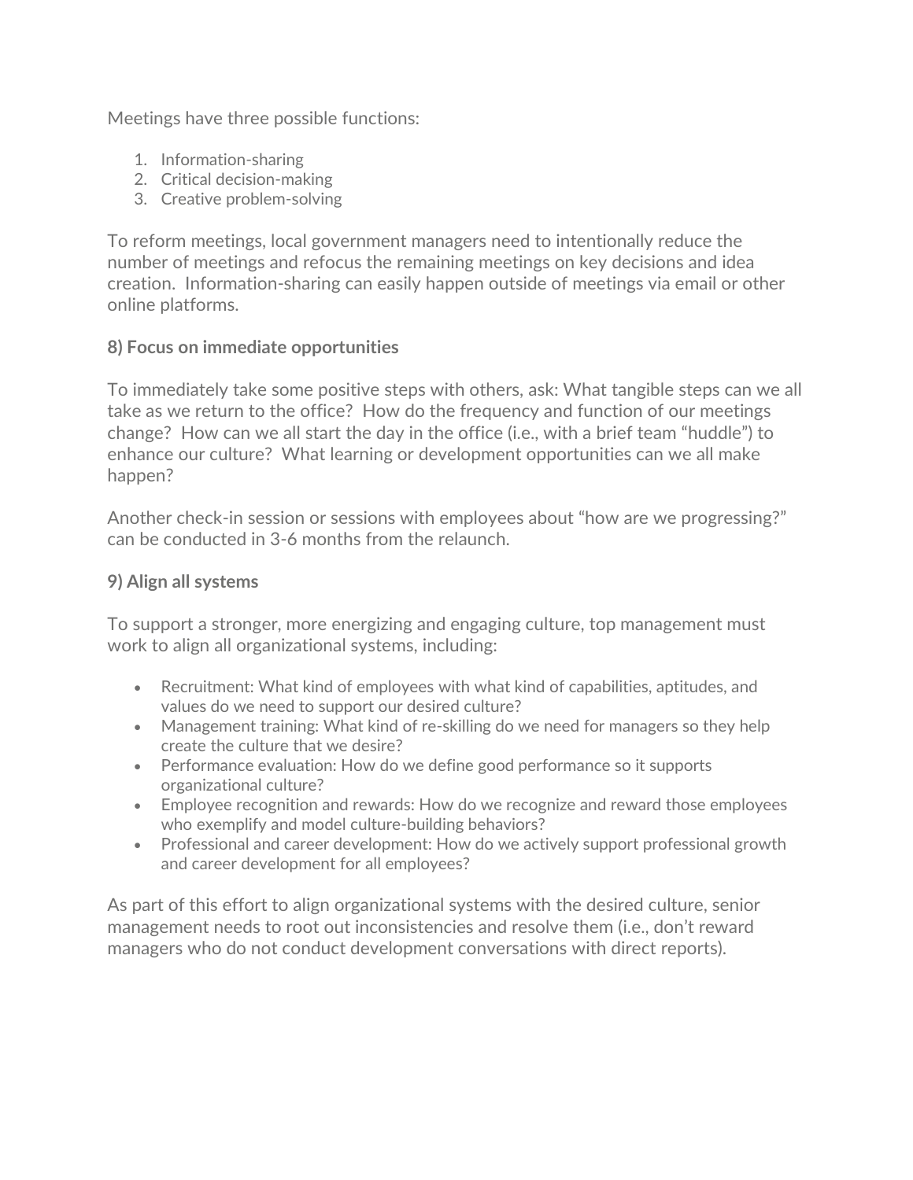Meetings have three possible functions:

1. Information-sharing
2. Critical decision-making
3. Creative problem-solving

To reform meetings, local government managers need to intentionally reduce the number of meetings and refocus the remaining meetings on key decisions and idea creation. Information-sharing can easily happen outside of meetings via email or other online platforms.

**8) Focus on immediate opportunities**

To immediately take some positive steps with others, ask: What tangible steps can we all take as we return to the office? How do the frequency and function of our meetings change? How can we all start the day in the office (i.e., with a brief team "huddle") to enhance our culture? What learning or development opportunities can we all make happen?

Another check-in session or sessions with employees about "how are we progressing?" can be conducted in 3-6 months from the relaunch.

**9) Align all systems**

To support a stronger, more energizing and engaging culture, top management must work to align all organizational systems, including:

- Recruitment: What kind of employees with what kind of capabilities, aptitudes, and values do we need to support our desired culture?
- Management training: What kind of re-skilling do we need for managers so they help create the culture that we desire?
- Performance evaluation: How do we define good performance so it supports organizational culture?
- Employee recognition and rewards: How do we recognize and reward those employees who exemplify and model culture-building behaviors?
- Professional and career development: How do we actively support professional growth and career development for all employees?

As part of this effort to align organizational systems with the desired culture, senior management needs to root out inconsistencies and resolve them (i.e., don't reward managers who do not conduct development conversations with direct reports).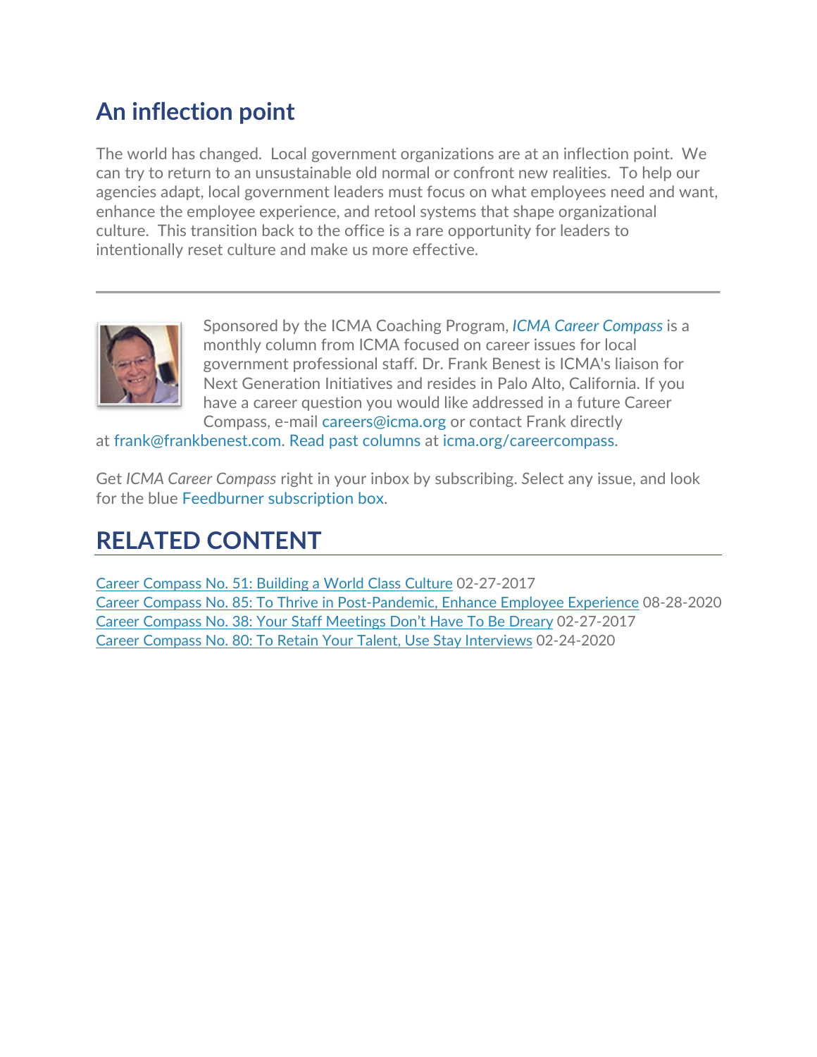## An inflection point

The world has changed. Local government organizations are at an inflection point. We can try to return to an unsustainable old normal or confront new realities. To help our agencies adapt, local government leaders must focus on what employees need and want, enhance the employee experience, and retool systems that shape organizational culture. This transition back to the office is a rare opportunity for leaders to intentionally reset culture and make us more effective.

---

Sponsored by the ICMA Coaching Program, *ICMA Career Compass* is a monthly column from ICMA focused on career issues for local government professional staff. Dr. Frank Benest is ICMA's liaison for Next Generation Initiatives and resides in Palo Alto, California. If you have a career question you would like addressed in a future Career Compass, e-mail careers@icma.org or contact Frank directly at frank@frankbenest.com. Read past columns at icma.org/careercompass.

Get *ICMA Career Compass* right in your inbox by subscribing. *S*elect any issue, and look for the blue Feedburner subscription box.

## RELATED CONTENT

Career Compass No. 51: Building a World Class Culture 02-27-2017
Career Compass No. 85: To Thrive in Post-Pandemic, Enhance Employee Experience 08-28-2020
Career Compass No. 38: Your Staff Meetings Don't Have To Be Dreary 02-27-2017
Career Compass No. 80: To Retain Your Talent, Use Stay Interviews 02-24-2020